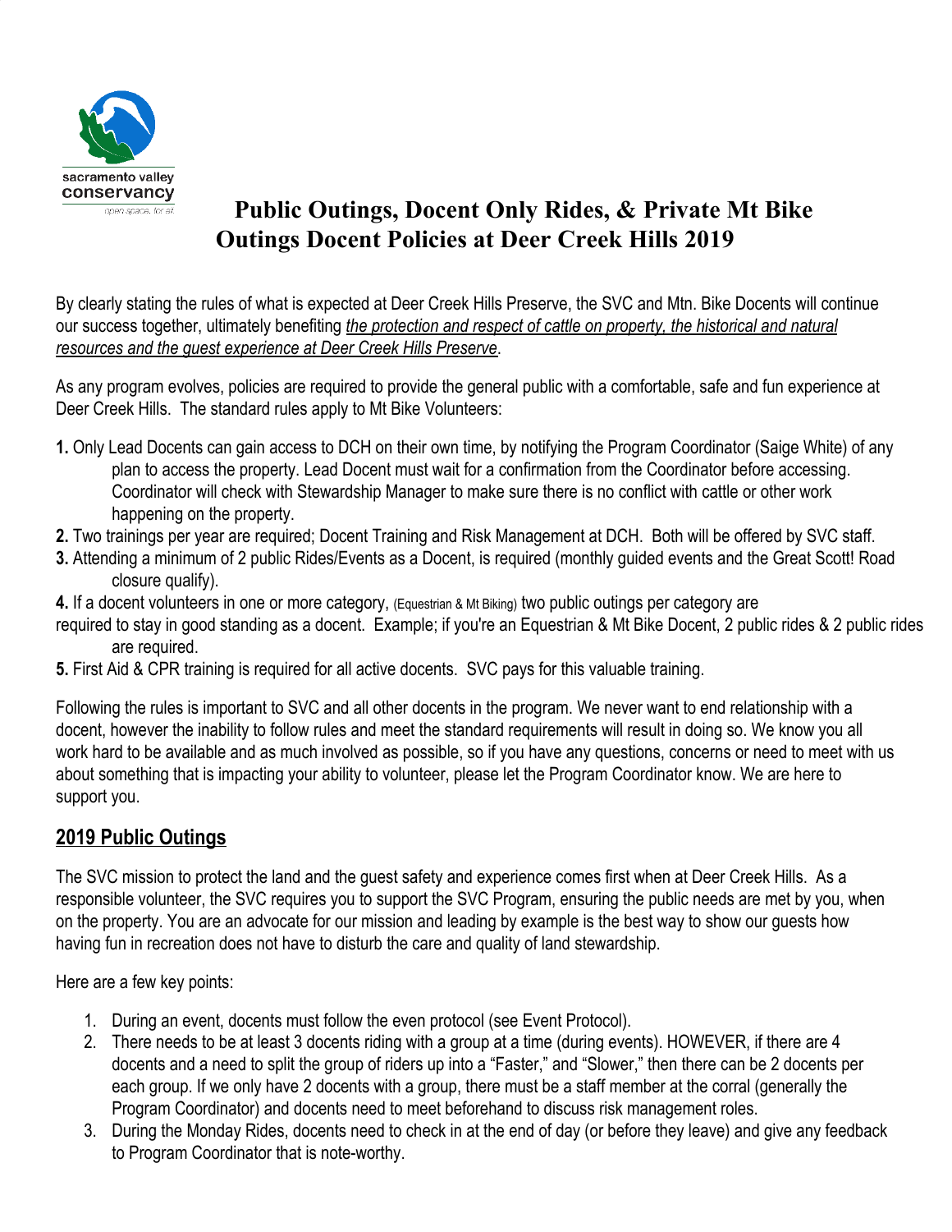# Public Outings, Docent Only Rides, & Private Mt Bike Outings Docent Policies at Deer Creek Hills 2019

By clearly stating the rules of what is expected at Deer Creek Hills Preserve, the SVC and Mtn. Bike Docents will continue our success together, ultimately benefiting *the protection and respect of cattle on property, the historical and natural resources and the guest experience at Deer Creek Hills Preserve*.

As any program evolves, policies are required to provide the general public with a comfortable, safe and fun experience at Deer Creek Hills. The standard rules apply to Mt Bike Volunteers:

**1.** Only Lead Docents can gain access to DCH on their own time, by notifying the Program Coordinator (Saige White) of any plan to access the property. Lead Docent must wait for a confirmation from the Coordinator before accessing. Coordinator will check with Stewardship Manager to make sure there is no conflict with cattle or other work happening on the property.

**2.** Two trainings per year are required; Docent Training and Risk Management at DCH. Both will be offered by SVC staff.

**3.** Attending a minimum of 2 public Rides/Events as a Docent, is required (monthly guided events and the Great Scott! Road closure qualify).

**4.** If a docent volunteers in one or more category, (Equestrian & Mt Biking) two public outings per category are required to stay in good standing as a docent. Example; if you're an Equestrian & Mt Bike Docent, 2 public rides & 2 public rides are required.

**5.** First Aid & CPR training is required for all active docents. SVC pays for this valuable training.

Following the rules is important to SVC and all other docents in the program. We never want to end relationship with a docent, however the inability to follow rules and meet the standard requirements will result in doing so. We know you all work hard to be available and as much involved as possible, so if you have any questions, concerns or need to meet with us about something that is impacting your ability to volunteer, please let the Program Coordinator know. We are here to support you.

## 2019 Public Outings

The SVC mission to protect the land and the guest safety and experience comes first when at Deer Creek Hills. As a responsible volunteer, the SVC requires you to support the SVC Program, ensuring the public needs are met by you, when on the property. You are an advocate for our mission and leading by example is the best way to show our guests how having fun in recreation does not have to disturb the care and quality of land stewardship.

Here are a few key points:

1. During an event, docents must follow the even protocol (see Event Protocol).
2. There needs to be at least 3 docents riding with a group at a time (during events). HOWEVER, if there are 4 docents and a need to split the group of riders up into a "Faster," and "Slower," then there can be 2 docents per each group. If we only have 2 docents with a group, there must be a staff member at the corral (generally the Program Coordinator) and docents need to meet beforehand to discuss risk management roles.
3. During the Monday Rides, docents need to check in at the end of day (or before they leave) and give any feedback to Program Coordinator that is note-worthy.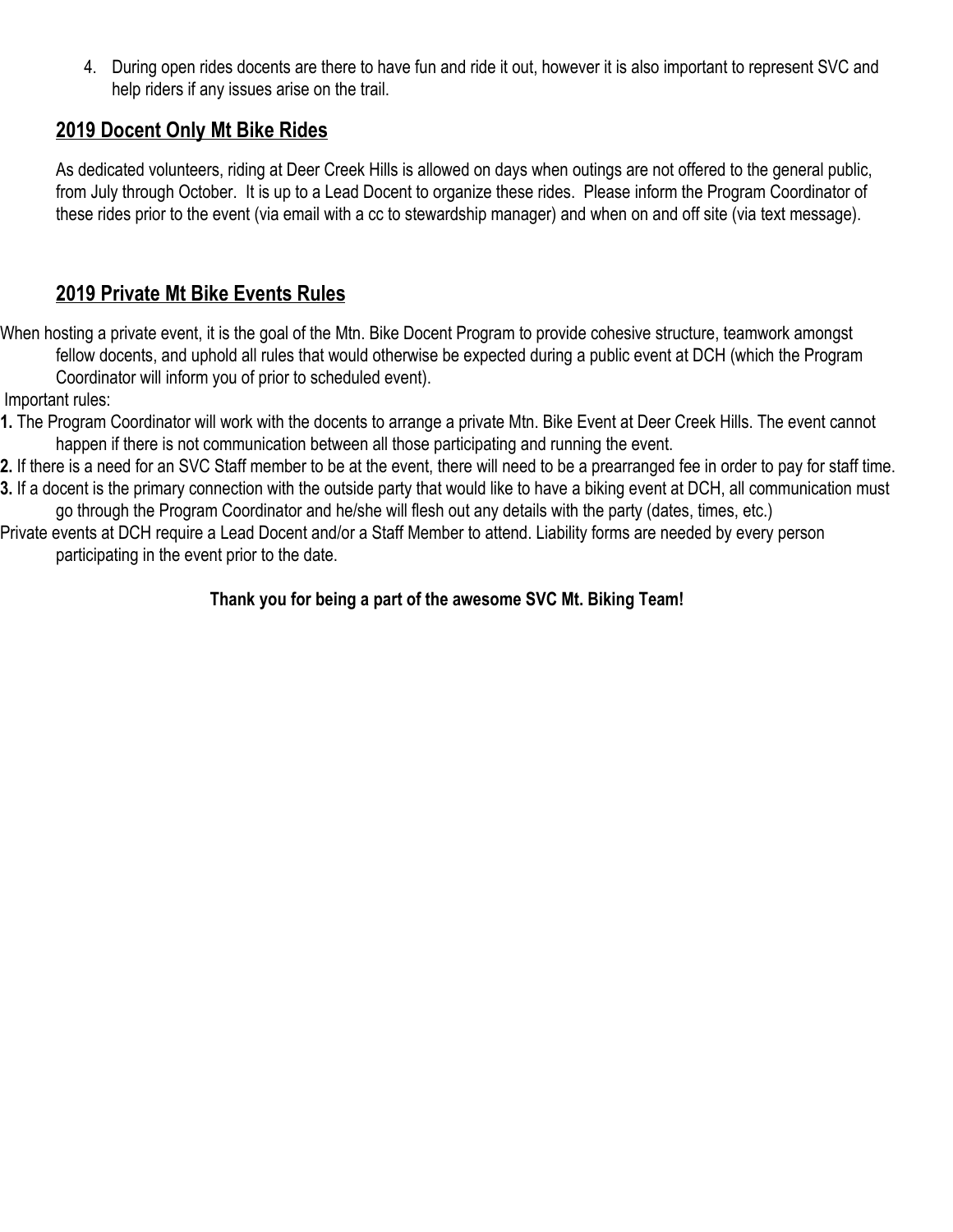4. During open rides docents are there to have fun and ride it out, however it is also important to represent SVC and help riders if any issues arise on the trail.

## 2019 Docent Only Mt Bike Rides

As dedicated volunteers, riding at Deer Creek Hills is allowed on days when outings are not offered to the general public, from July through October. It is up to a Lead Docent to organize these rides. Please inform the Program Coordinator of these rides prior to the event (via email with a cc to stewardship manager) and when on and off site (via text message).

## 2019 Private Mt Bike Events Rules

When hosting a private event, it is the goal of the Mtn. Bike Docent Program to provide cohesive structure, teamwork amongst fellow docents, and uphold all rules that would otherwise be expected during a public event at DCH (which the Program Coordinator will inform you of prior to scheduled event).

Important rules:

**1.** The Program Coordinator will work with the docents to arrange a private Mtn. Bike Event at Deer Creek Hills. The event cannot happen if there is not communication between all those participating and running the event.

**2.** If there is a need for an SVC Staff member to be at the event, there will need to be a prearranged fee in order to pay for staff time.

**3.** If a docent is the primary connection with the outside party that would like to have a biking event at DCH, all communication must go through the Program Coordinator and he/she will flesh out any details with the party (dates, times, etc.)

Private events at DCH require a Lead Docent and/or a Staff Member to attend. Liability forms are needed by every person participating in the event prior to the date.

**Thank you for being a part of the awesome SVC Mt. Biking Team!**